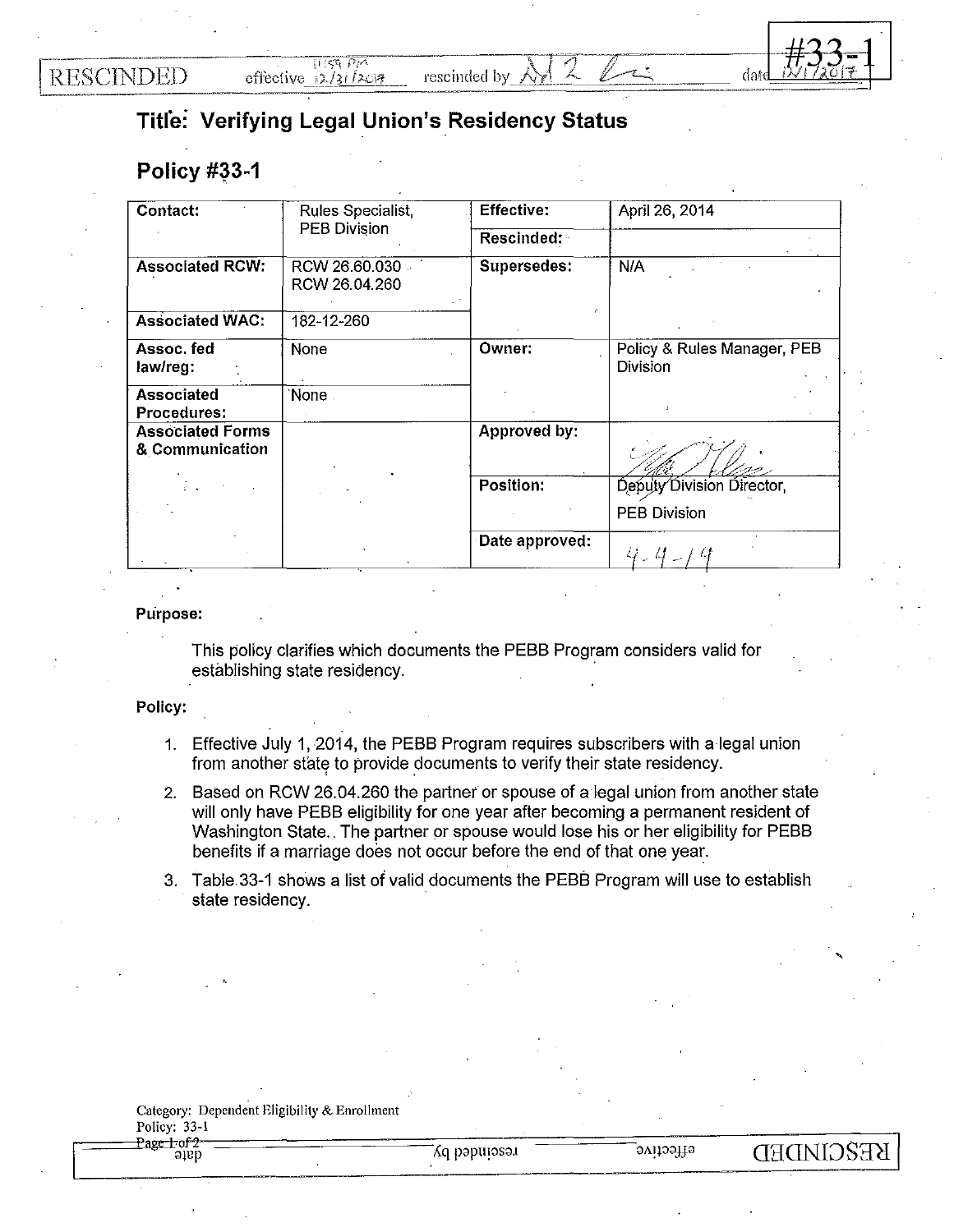RESCINDED effective 12/31/2014 rescinded by [signature] date 12/1/2017 #33-1

# Title: Verifying Legal Union's Residency Status

## Policy #33-1

| | | | |
|---|---|---|---|
| **Contact:** | Rules Specialist, PEB Division | **Effective:** | April 26, 2014 |
| | | **Rescinded:** | |
| **Associated RCW:** | RCW 26.60.030<br>RCW 26.04.260 | **Supersedes:** | N/A |
| **Associated WAC:** | 182-12-260 | | |
| **Assoc. fed law/reg:** | None | **Owner:** | Policy & Rules Manager, PEB Division |
| **Associated Procedures:** | None | | |
| **Associated Forms & Communication** | | **Approved by:** | [signature] |
| | | **Position:** | Deputy Division Director, PEB Division |
| | | **Date approved:** | 4-4-14 |

**Purpose:**

This policy clarifies which documents the PEBB Program considers valid for establishing state residency.

**Policy:**

1. Effective July 1, 2014, the PEBB Program requires subscribers with a legal union from another state to provide documents to verify their state residency.
2. Based on RCW 26.04.260 the partner or spouse of a legal union from another state will only have PEBB eligibility for one year after becoming a permanent resident of Washington State.. The partner or spouse would lose his or her eligibility for PEBB benefits if a marriage does not occur before the end of that one year.
3. Table 33-1 shows a list of valid documents the PEBB Program will use to establish state residency.

Category: Dependent Eligibility & Enrollment
Policy: 33-1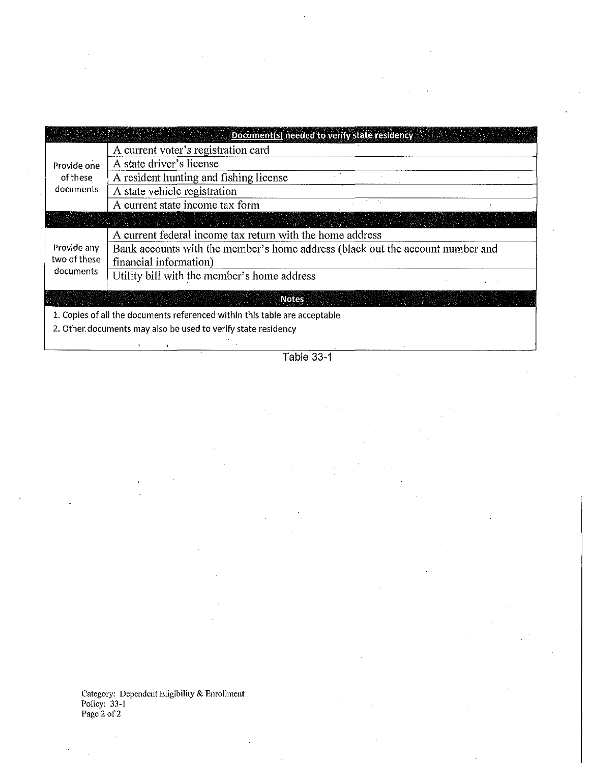| | Document(s) needed to verify state residency |
|---|---|
| Provide one of these documents | A current voter's registration card |
| | A state driver's license |
| | A resident hunting and fishing license |
| | A state vehicle registration |
| | A current state income tax form |
| | |
| Provide any two of these documents | A current federal income tax return with the home address |
| | Bank accounts with the member's home address (black out the account number and financial information) |
| | Utility bill with the member's home address |
| **Notes** | |
| 1. Copies of all the documents referenced within this table are acceptable | |
| 2. Other documents may also be used to verify state residency | |

Table 33-1

Category: Dependent Eligibility & Enrollment
Policy: 33-1